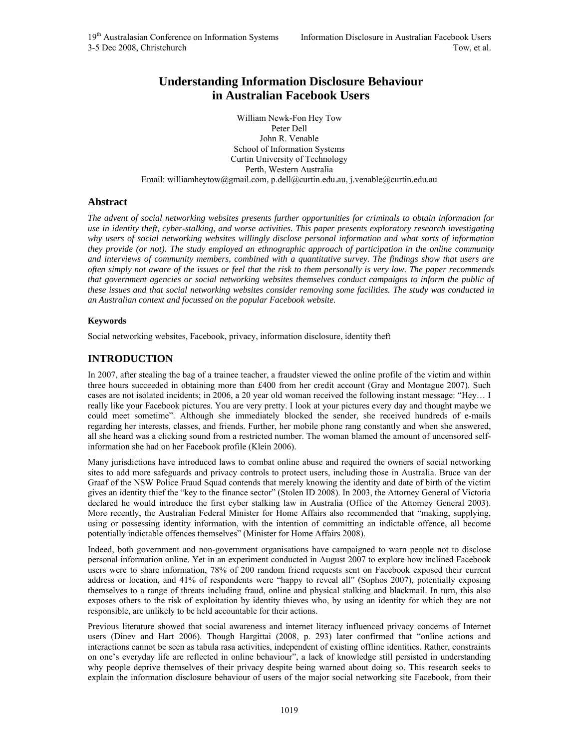# Understanding Information Disclosure Behaviour in Australian Facebook Users

William Newk-Fon Hey Tow
Peter Dell
John R. Venable
School of Information Systems
Curtin University of Technology
Perth, Western Australia
Email: williamheytow@gmail.com, p.dell@curtin.edu.au, j.venable@curtin.edu.au

## Abstract

*The advent of social networking websites presents further opportunities for criminals to obtain information for use in identity theft, cyber-stalking, and worse activities. This paper presents exploratory research investigating why users of social networking websites willingly disclose personal information and what sorts of information they provide (or not). The study employed an ethnographic approach of participation in the online community and interviews of community members, combined with a quantitative survey. The findings show that users are often simply not aware of the issues or feel that the risk to them personally is very low. The paper recommends that government agencies or social networking websites themselves conduct campaigns to inform the public of these issues and that social networking websites consider removing some facilities. The study was conducted in an Australian context and focussed on the popular Facebook website.*

### Keywords

Social networking websites, Facebook, privacy, information disclosure, identity theft

## INTRODUCTION

In 2007, after stealing the bag of a trainee teacher, a fraudster viewed the online profile of the victim and within three hours succeeded in obtaining more than £400 from her credit account (Gray and Montague 2007). Such cases are not isolated incidents; in 2006, a 20 year old woman received the following instant message: "Hey… I really like your Facebook pictures. You are very pretty. I look at your pictures every day and thought maybe we could meet sometime". Although she immediately blocked the sender, she received hundreds of e-mails regarding her interests, classes, and friends. Further, her mobile phone rang constantly and when she answered, all she heard was a clicking sound from a restricted number. The woman blamed the amount of uncensored self-information she had on her Facebook profile (Klein 2006).

Many jurisdictions have introduced laws to combat online abuse and required the owners of social networking sites to add more safeguards and privacy controls to protect users, including those in Australia. Bruce van der Graaf of the NSW Police Fraud Squad contends that merely knowing the identity and date of birth of the victim gives an identity thief the "key to the finance sector" (Stolen ID 2008). In 2003, the Attorney General of Victoria declared he would introduce the first cyber stalking law in Australia (Office of the Attorney General 2003). More recently, the Australian Federal Minister for Home Affairs also recommended that "making, supplying, using or possessing identity information, with the intention of committing an indictable offence, all become potentially indictable offences themselves" (Minister for Home Affairs 2008).

Indeed, both government and non-government organisations have campaigned to warn people not to disclose personal information online. Yet in an experiment conducted in August 2007 to explore how inclined Facebook users were to share information, 78% of 200 random friend requests sent on Facebook exposed their current address or location, and 41% of respondents were "happy to reveal all" (Sophos 2007), potentially exposing themselves to a range of threats including fraud, online and physical stalking and blackmail. In turn, this also exposes others to the risk of exploitation by identity thieves who, by using an identity for which they are not responsible, are unlikely to be held accountable for their actions.

Previous literature showed that social awareness and internet literacy influenced privacy concerns of Internet users (Dinev and Hart 2006). Though Hargittai (2008, p. 293) later confirmed that "online actions and interactions cannot be seen as tabula rasa activities, independent of existing offline identities. Rather, constraints on one's everyday life are reflected in online behaviour", a lack of knowledge still persisted in understanding why people deprive themselves of their privacy despite being warned about doing so. This research seeks to explain the information disclosure behaviour of users of the major social networking site Facebook, from their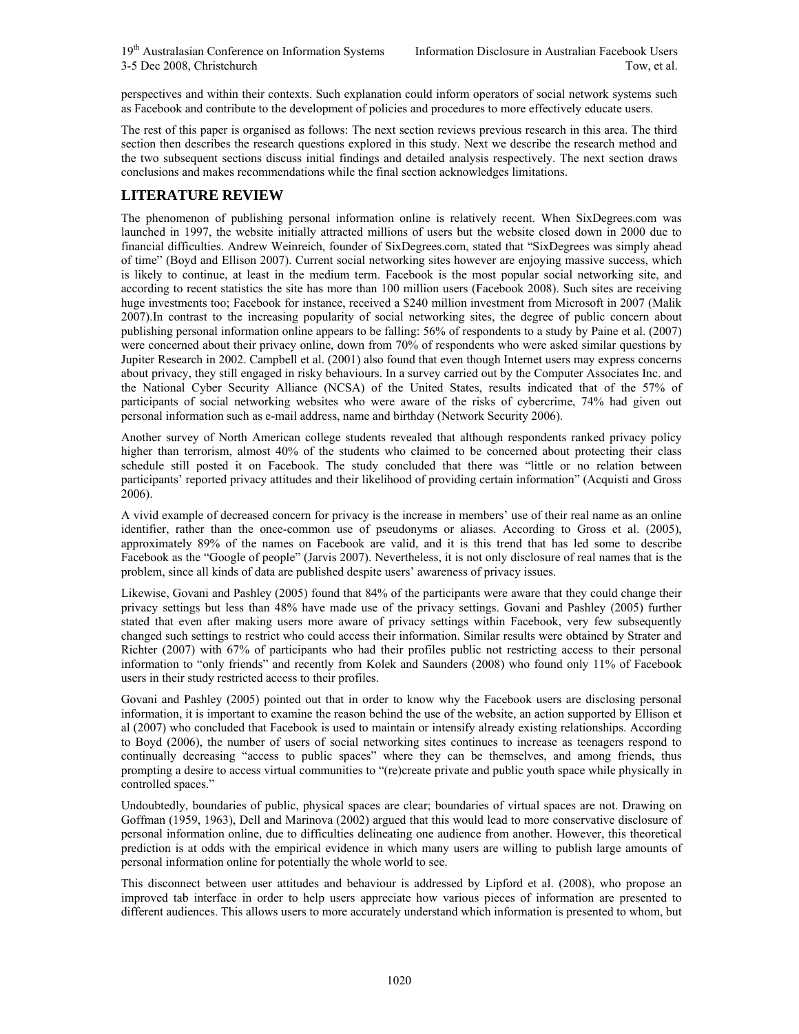perspectives and within their contexts. Such explanation could inform operators of social network systems such as Facebook and contribute to the development of policies and procedures to more effectively educate users.

The rest of this paper is organised as follows: The next section reviews previous research in this area. The third section then describes the research questions explored in this study. Next we describe the research method and the two subsequent sections discuss initial findings and detailed analysis respectively. The next section draws conclusions and makes recommendations while the final section acknowledges limitations.

## LITERATURE REVIEW

The phenomenon of publishing personal information online is relatively recent. When SixDegrees.com was launched in 1997, the website initially attracted millions of users but the website closed down in 2000 due to financial difficulties. Andrew Weinreich, founder of SixDegrees.com, stated that "SixDegrees was simply ahead of time" (Boyd and Ellison 2007). Current social networking sites however are enjoying massive success, which is likely to continue, at least in the medium term. Facebook is the most popular social networking site, and according to recent statistics the site has more than 100 million users (Facebook 2008). Such sites are receiving huge investments too; Facebook for instance, received a $240 million investment from Microsoft in 2007 (Malik 2007).In contrast to the increasing popularity of social networking sites, the degree of public concern about publishing personal information online appears to be falling: 56% of respondents to a study by Paine et al. (2007) were concerned about their privacy online, down from 70% of respondents who were asked similar questions by Jupiter Research in 2002. Campbell et al. (2001) also found that even though Internet users may express concerns about privacy, they still engaged in risky behaviours. In a survey carried out by the Computer Associates Inc. and the National Cyber Security Alliance (NCSA) of the United States, results indicated that of the 57% of participants of social networking websites who were aware of the risks of cybercrime, 74% had given out personal information such as e-mail address, name and birthday (Network Security 2006).

Another survey of North American college students revealed that although respondents ranked privacy policy higher than terrorism, almost 40% of the students who claimed to be concerned about protecting their class schedule still posted it on Facebook. The study concluded that there was "little or no relation between participants' reported privacy attitudes and their likelihood of providing certain information" (Acquisti and Gross 2006).

A vivid example of decreased concern for privacy is the increase in members' use of their real name as an online identifier, rather than the once-common use of pseudonyms or aliases. According to Gross et al. (2005), approximately 89% of the names on Facebook are valid, and it is this trend that has led some to describe Facebook as the "Google of people" (Jarvis 2007). Nevertheless, it is not only disclosure of real names that is the problem, since all kinds of data are published despite users' awareness of privacy issues.

Likewise, Govani and Pashley (2005) found that 84% of the participants were aware that they could change their privacy settings but less than 48% have made use of the privacy settings. Govani and Pashley (2005) further stated that even after making users more aware of privacy settings within Facebook, very few subsequently changed such settings to restrict who could access their information. Similar results were obtained by Strater and Richter (2007) with 67% of participants who had their profiles public not restricting access to their personal information to "only friends" and recently from Kolek and Saunders (2008) who found only 11% of Facebook users in their study restricted access to their profiles.

Govani and Pashley (2005) pointed out that in order to know why the Facebook users are disclosing personal information, it is important to examine the reason behind the use of the website, an action supported by Ellison et al (2007) who concluded that Facebook is used to maintain or intensify already existing relationships. According to Boyd (2006), the number of users of social networking sites continues to increase as teenagers respond to continually decreasing "access to public spaces" where they can be themselves, and among friends, thus prompting a desire to access virtual communities to "(re)create private and public youth space while physically in controlled spaces."

Undoubtedly, boundaries of public, physical spaces are clear; boundaries of virtual spaces are not. Drawing on Goffman (1959, 1963), Dell and Marinova (2002) argued that this would lead to more conservative disclosure of personal information online, due to difficulties delineating one audience from another. However, this theoretical prediction is at odds with the empirical evidence in which many users are willing to publish large amounts of personal information online for potentially the whole world to see.

This disconnect between user attitudes and behaviour is addressed by Lipford et al. (2008), who propose an improved tab interface in order to help users appreciate how various pieces of information are presented to different audiences. This allows users to more accurately understand which information is presented to whom, but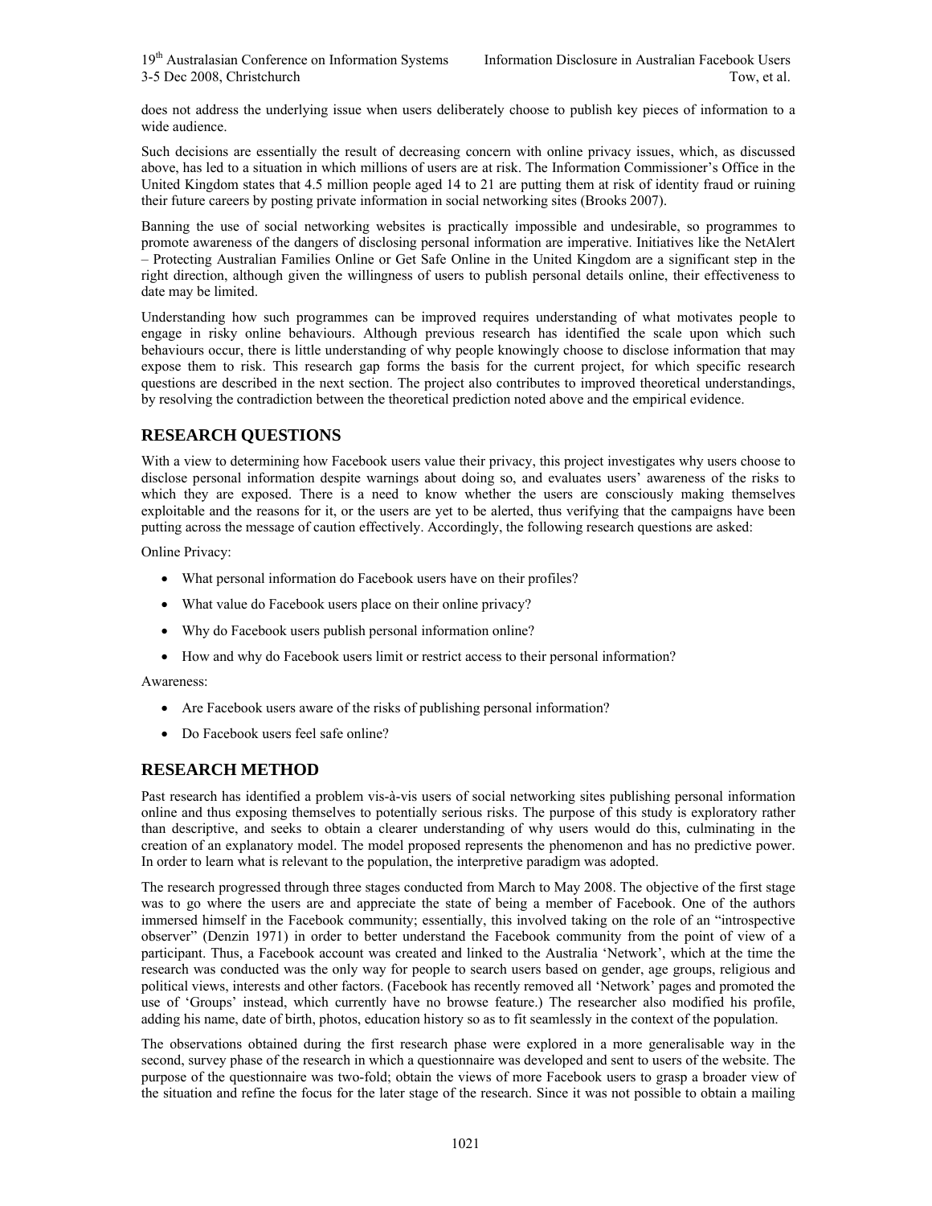does not address the underlying issue when users deliberately choose to publish key pieces of information to a wide audience.

Such decisions are essentially the result of decreasing concern with online privacy issues, which, as discussed above, has led to a situation in which millions of users are at risk. The Information Commissioner's Office in the United Kingdom states that 4.5 million people aged 14 to 21 are putting them at risk of identity fraud or ruining their future careers by posting private information in social networking sites (Brooks 2007).

Banning the use of social networking websites is practically impossible and undesirable, so programmes to promote awareness of the dangers of disclosing personal information are imperative. Initiatives like the NetAlert – Protecting Australian Families Online or Get Safe Online in the United Kingdom are a significant step in the right direction, although given the willingness of users to publish personal details online, their effectiveness to date may be limited.

Understanding how such programmes can be improved requires understanding of what motivates people to engage in risky online behaviours. Although previous research has identified the scale upon which such behaviours occur, there is little understanding of why people knowingly choose to disclose information that may expose them to risk. This research gap forms the basis for the current project, for which specific research questions are described in the next section. The project also contributes to improved theoretical understandings, by resolving the contradiction between the theoretical prediction noted above and the empirical evidence.

## RESEARCH QUESTIONS

With a view to determining how Facebook users value their privacy, this project investigates why users choose to disclose personal information despite warnings about doing so, and evaluates users' awareness of the risks to which they are exposed. There is a need to know whether the users are consciously making themselves exploitable and the reasons for it, or the users are yet to be alerted, thus verifying that the campaigns have been putting across the message of caution effectively. Accordingly, the following research questions are asked:

Online Privacy:

- What personal information do Facebook users have on their profiles?
- What value do Facebook users place on their online privacy?
- Why do Facebook users publish personal information online?
- How and why do Facebook users limit or restrict access to their personal information?

Awareness:

- Are Facebook users aware of the risks of publishing personal information?
- Do Facebook users feel safe online?

## RESEARCH METHOD

Past research has identified a problem vis-à-vis users of social networking sites publishing personal information online and thus exposing themselves to potentially serious risks. The purpose of this study is exploratory rather than descriptive, and seeks to obtain a clearer understanding of why users would do this, culminating in the creation of an explanatory model. The model proposed represents the phenomenon and has no predictive power. In order to learn what is relevant to the population, the interpretive paradigm was adopted.

The research progressed through three stages conducted from March to May 2008. The objective of the first stage was to go where the users are and appreciate the state of being a member of Facebook. One of the authors immersed himself in the Facebook community; essentially, this involved taking on the role of an "introspective observer" (Denzin 1971) in order to better understand the Facebook community from the point of view of a participant. Thus, a Facebook account was created and linked to the Australia 'Network', which at the time the research was conducted was the only way for people to search users based on gender, age groups, religious and political views, interests and other factors. (Facebook has recently removed all 'Network' pages and promoted the use of 'Groups' instead, which currently have no browse feature.) The researcher also modified his profile, adding his name, date of birth, photos, education history so as to fit seamlessly in the context of the population.

The observations obtained during the first research phase were explored in a more generalisable way in the second, survey phase of the research in which a questionnaire was developed and sent to users of the website. The purpose of the questionnaire was two-fold; obtain the views of more Facebook users to grasp a broader view of the situation and refine the focus for the later stage of the research. Since it was not possible to obtain a mailing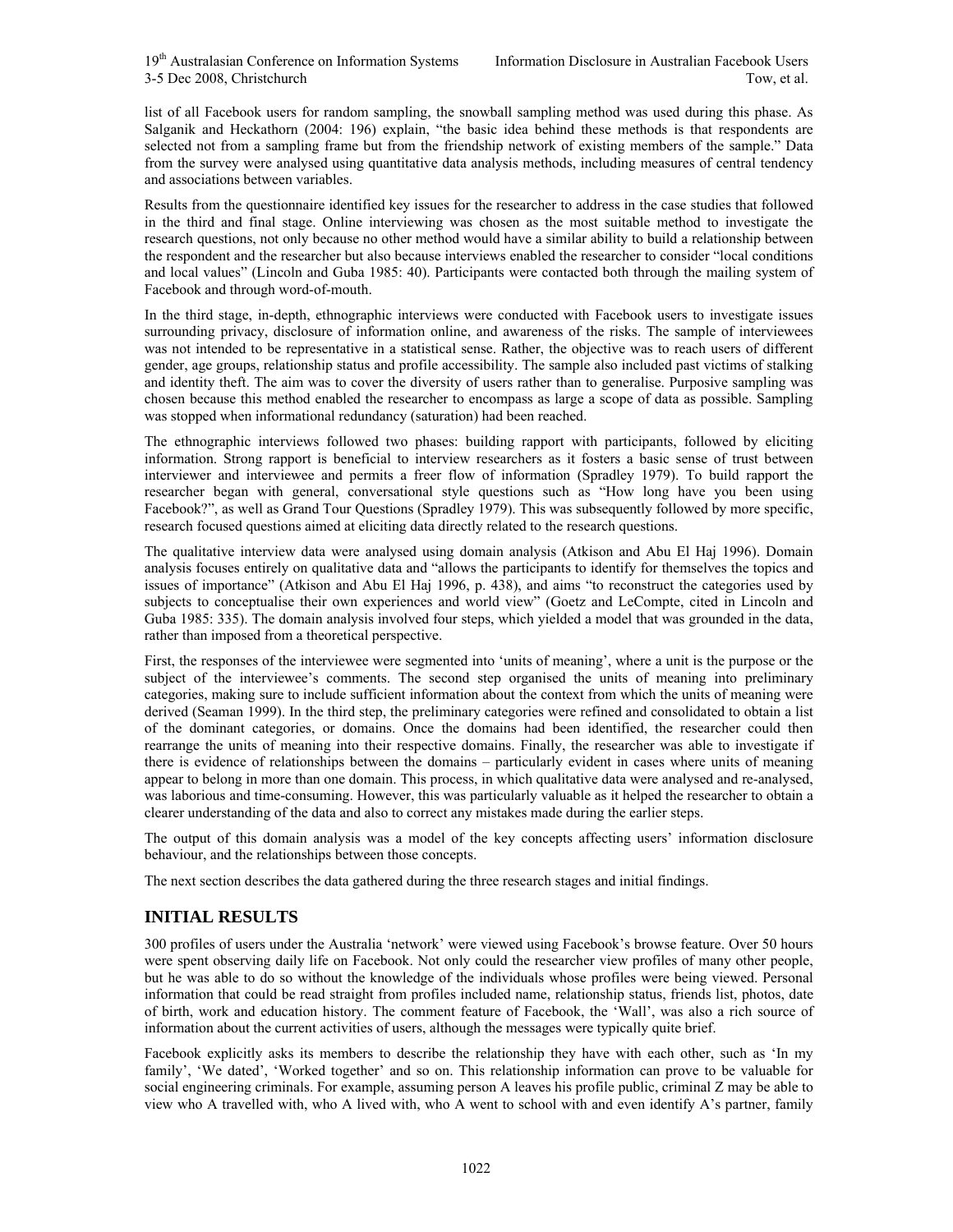list of all Facebook users for random sampling, the snowball sampling method was used during this phase. As Salganik and Heckathorn (2004: 196) explain, "the basic idea behind these methods is that respondents are selected not from a sampling frame but from the friendship network of existing members of the sample." Data from the survey were analysed using quantitative data analysis methods, including measures of central tendency and associations between variables.

Results from the questionnaire identified key issues for the researcher to address in the case studies that followed in the third and final stage. Online interviewing was chosen as the most suitable method to investigate the research questions, not only because no other method would have a similar ability to build a relationship between the respondent and the researcher but also because interviews enabled the researcher to consider "local conditions and local values" (Lincoln and Guba 1985: 40). Participants were contacted both through the mailing system of Facebook and through word-of-mouth.

In the third stage, in-depth, ethnographic interviews were conducted with Facebook users to investigate issues surrounding privacy, disclosure of information online, and awareness of the risks. The sample of interviewees was not intended to be representative in a statistical sense. Rather, the objective was to reach users of different gender, age groups, relationship status and profile accessibility. The sample also included past victims of stalking and identity theft. The aim was to cover the diversity of users rather than to generalise. Purposive sampling was chosen because this method enabled the researcher to encompass as large a scope of data as possible. Sampling was stopped when informational redundancy (saturation) had been reached.

The ethnographic interviews followed two phases: building rapport with participants, followed by eliciting information. Strong rapport is beneficial to interview researchers as it fosters a basic sense of trust between interviewer and interviewee and permits a freer flow of information (Spradley 1979). To build rapport the researcher began with general, conversational style questions such as "How long have you been using Facebook?", as well as Grand Tour Questions (Spradley 1979). This was subsequently followed by more specific, research focused questions aimed at eliciting data directly related to the research questions.

The qualitative interview data were analysed using domain analysis (Atkison and Abu El Haj 1996). Domain analysis focuses entirely on qualitative data and "allows the participants to identify for themselves the topics and issues of importance" (Atkison and Abu El Haj 1996, p. 438), and aims "to reconstruct the categories used by subjects to conceptualise their own experiences and world view" (Goetz and LeCompte, cited in Lincoln and Guba 1985: 335). The domain analysis involved four steps, which yielded a model that was grounded in the data, rather than imposed from a theoretical perspective.

First, the responses of the interviewee were segmented into 'units of meaning', where a unit is the purpose or the subject of the interviewee's comments. The second step organised the units of meaning into preliminary categories, making sure to include sufficient information about the context from which the units of meaning were derived (Seaman 1999). In the third step, the preliminary categories were refined and consolidated to obtain a list of the dominant categories, or domains. Once the domains had been identified, the researcher could then rearrange the units of meaning into their respective domains. Finally, the researcher was able to investigate if there is evidence of relationships between the domains – particularly evident in cases where units of meaning appear to belong in more than one domain. This process, in which qualitative data were analysed and re-analysed, was laborious and time-consuming. However, this was particularly valuable as it helped the researcher to obtain a clearer understanding of the data and also to correct any mistakes made during the earlier steps.

The output of this domain analysis was a model of the key concepts affecting users' information disclosure behaviour, and the relationships between those concepts.

The next section describes the data gathered during the three research stages and initial findings.

## INITIAL RESULTS

300 profiles of users under the Australia 'network' were viewed using Facebook's browse feature. Over 50 hours were spent observing daily life on Facebook. Not only could the researcher view profiles of many other people, but he was able to do so without the knowledge of the individuals whose profiles were being viewed. Personal information that could be read straight from profiles included name, relationship status, friends list, photos, date of birth, work and education history. The comment feature of Facebook, the 'Wall', was also a rich source of information about the current activities of users, although the messages were typically quite brief.

Facebook explicitly asks its members to describe the relationship they have with each other, such as 'In my family', 'We dated', 'Worked together' and so on. This relationship information can prove to be valuable for social engineering criminals. For example, assuming person A leaves his profile public, criminal Z may be able to view who A travelled with, who A lived with, who A went to school with and even identify A's partner, family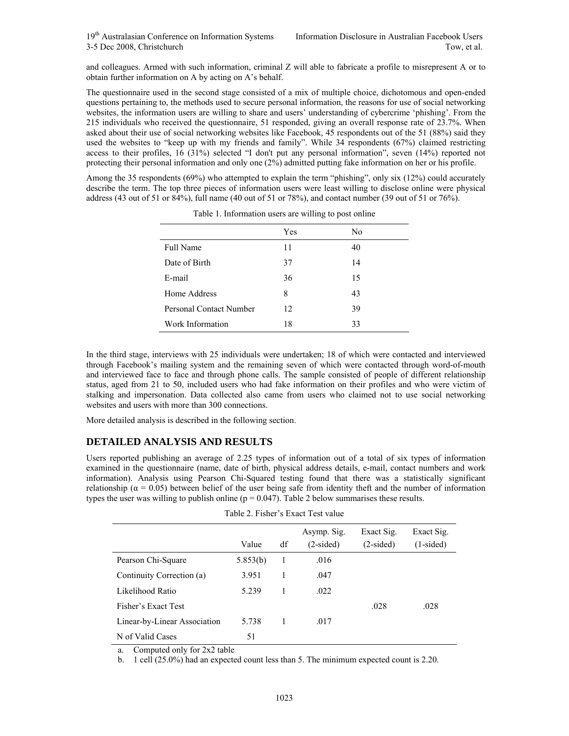and colleagues. Armed with such information, criminal Z will able to fabricate a profile to misrepresent A or to obtain further information on A by acting on A's behalf.

The questionnaire used in the second stage consisted of a mix of multiple choice, dichotomous and open-ended questions pertaining to, the methods used to secure personal information, the reasons for use of social networking websites, the information users are willing to share and users' understanding of cybercrime 'phishing'. From the 215 individuals who received the questionnaire, 51 responded, giving an overall response rate of 23.7%. When asked about their use of social networking websites like Facebook, 45 respondents out of the 51 (88%) said they used the websites to "keep up with my friends and family". While 34 respondents (67%) claimed restricting access to their profiles, 16 (31%) selected "I don't put any personal information", seven (14%) reported not protecting their personal information and only one (2%) admitted putting fake information on her or his profile.

Among the 35 respondents (69%) who attempted to explain the term "phishing", only six (12%) could accurately describe the term. The top three pieces of information users were least willing to disclose online were physical address (43 out of 51 or 84%), full name (40 out of 51 or 78%), and contact number (39 out of 51 or 76%).

Table 1. Information users are willing to post online

| | Yes | No |
|---|---|---|
| Full Name | 11 | 40 |
| Date of Birth | 37 | 14 |
| E-mail | 36 | 15 |
| Home Address | 8 | 43 |
| Personal Contact Number | 12 | 39 |
| Work Information | 18 | 33 |

In the third stage, interviews with 25 individuals were undertaken; 18 of which were contacted and interviewed through Facebook's mailing system and the remaining seven of which were contacted through word-of-mouth and interviewed face to face and through phone calls. The sample consisted of people of different relationship status, aged from 21 to 50, included users who had fake information on their profiles and who were victim of stalking and impersonation. Data collected also came from users who claimed not to use social networking websites and users with more than 300 connections.

More detailed analysis is described in the following section.

## DETAILED ANALYSIS AND RESULTS

Users reported publishing an average of 2.25 types of information out of a total of six types of information examined in the questionnaire (name, date of birth, physical address details, e-mail, contact numbers and work information). Analysis using Pearson Chi-Squared testing found that there was a statistically significant relationship ($\alpha = 0.05$) between belief of the user being safe from identity theft and the number of information types the user was willing to publish online ($p = 0.047$). Table 2 below summarises these results.

Table 2. Fisher's Exact Test value

| | Value | df | Asymp. Sig. (2-sided) | Exact Sig. (2-sided) | Exact Sig. (1-sided) |
|---|---|---|---|---|---|
| Pearson Chi-Square | 5.853(b) | 1 | .016 | | |
| Continuity Correction (a) | 3.951 | 1 | .047 | | |
| Likelihood Ratio | 5.239 | 1 | .022 | | |
| Fisher's Exact Test | | | | .028 | .028 |
| Linear-by-Linear Association | 5.738 | 1 | .017 | | |
| N of Valid Cases | 51 | | | | |

a. Computed only for 2x2 table

b. 1 cell (25.0%) had an expected count less than 5. The minimum expected count is 2.20.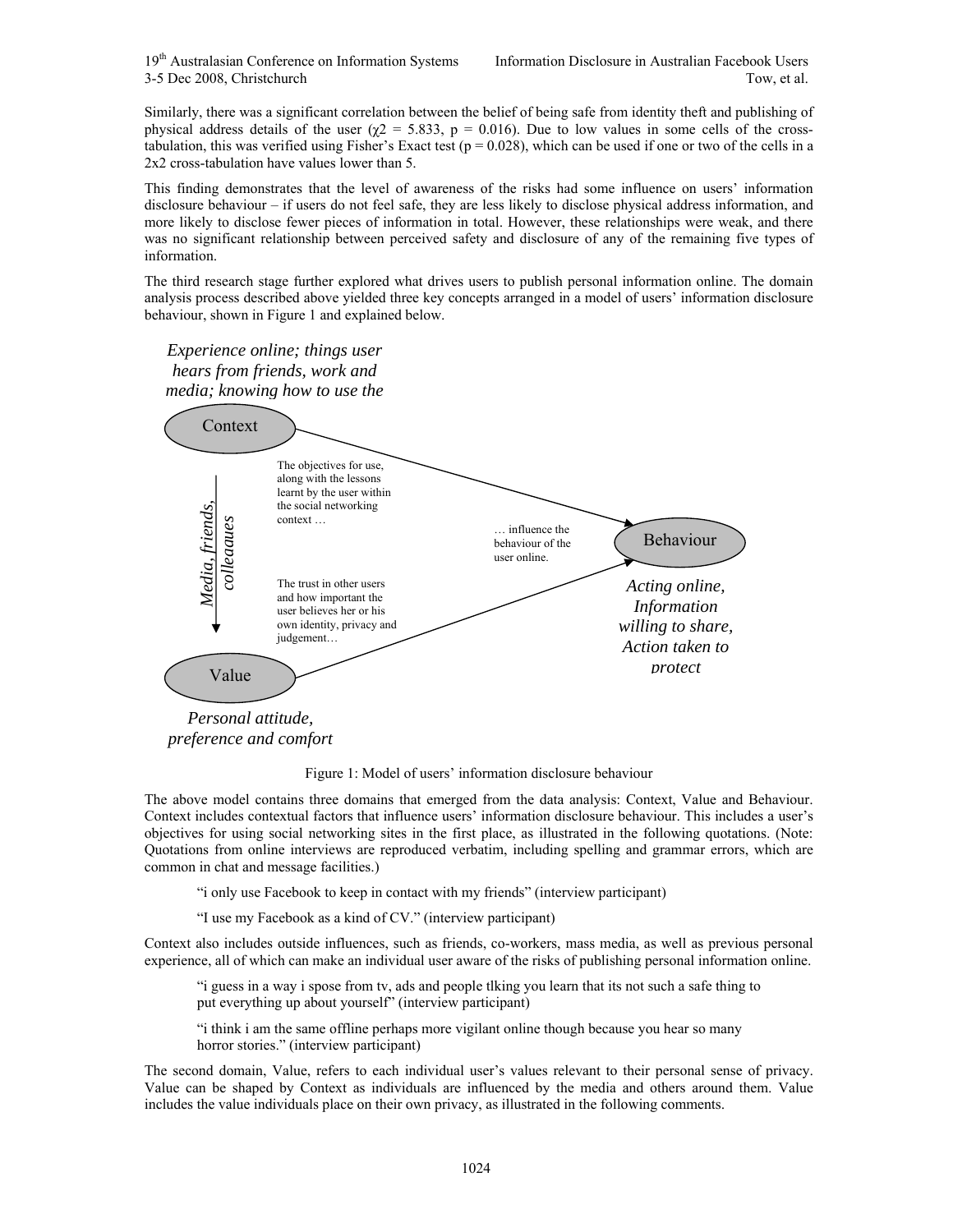Similarly, there was a significant correlation between the belief of being safe from identity theft and publishing of physical address details of the user ($\chi2$ = 5.833, p = 0.016). Due to low values in some cells of the cross-tabulation, this was verified using Fisher's Exact test (p = 0.028), which can be used if one or two of the cells in a 2x2 cross-tabulation have values lower than 5.

This finding demonstrates that the level of awareness of the risks had some influence on users' information disclosure behaviour – if users do not feel safe, they are less likely to disclose physical address information, and more likely to disclose fewer pieces of information in total. However, these relationships were weak, and there was no significant relationship between perceived safety and disclosure of any of the remaining five types of information.

The third research stage further explored what drives users to publish personal information online. The domain analysis process described above yielded three key concepts arranged in a model of users' information disclosure behaviour, shown in Figure 1 and explained below.

*Experience online; things user hears from friends, work and media; knowing how to use the*

Context

The objectives for use, along with the lessons learnt by the user within the social networking context …

*Media, friends, colleagues*

… influence the behaviour of the user online.

Behaviour

The trust in other users and how important the user believes her or his own identity, privacy and judgement…

*Acting online, Information willing to share, Action taken to protect*

Value

*Personal attitude, preference and comfort*

Figure 1: Model of users' information disclosure behaviour

The above model contains three domains that emerged from the data analysis: Context, Value and Behaviour. Context includes contextual factors that influence users' information disclosure behaviour. This includes a user's objectives for using social networking sites in the first place, as illustrated in the following quotations. (Note: Quotations from online interviews are reproduced verbatim, including spelling and grammar errors, which are common in chat and message facilities.)

> "i only use Facebook to keep in contact with my friends" (interview participant)

> "I use my Facebook as a kind of CV." (interview participant)

Context also includes outside influences, such as friends, co-workers, mass media, as well as previous personal experience, all of which can make an individual user aware of the risks of publishing personal information online.

> "i guess in a way i spose from tv, ads and people tlking you learn that its not such a safe thing to put everything up about yourself" (interview participant)

> "i think i am the same offline perhaps more vigilant online though because you hear so many horror stories." (interview participant)

The second domain, Value, refers to each individual user's values relevant to their personal sense of privacy. Value can be shaped by Context as individuals are influenced by the media and others around them. Value includes the value individuals place on their own privacy, as illustrated in the following comments.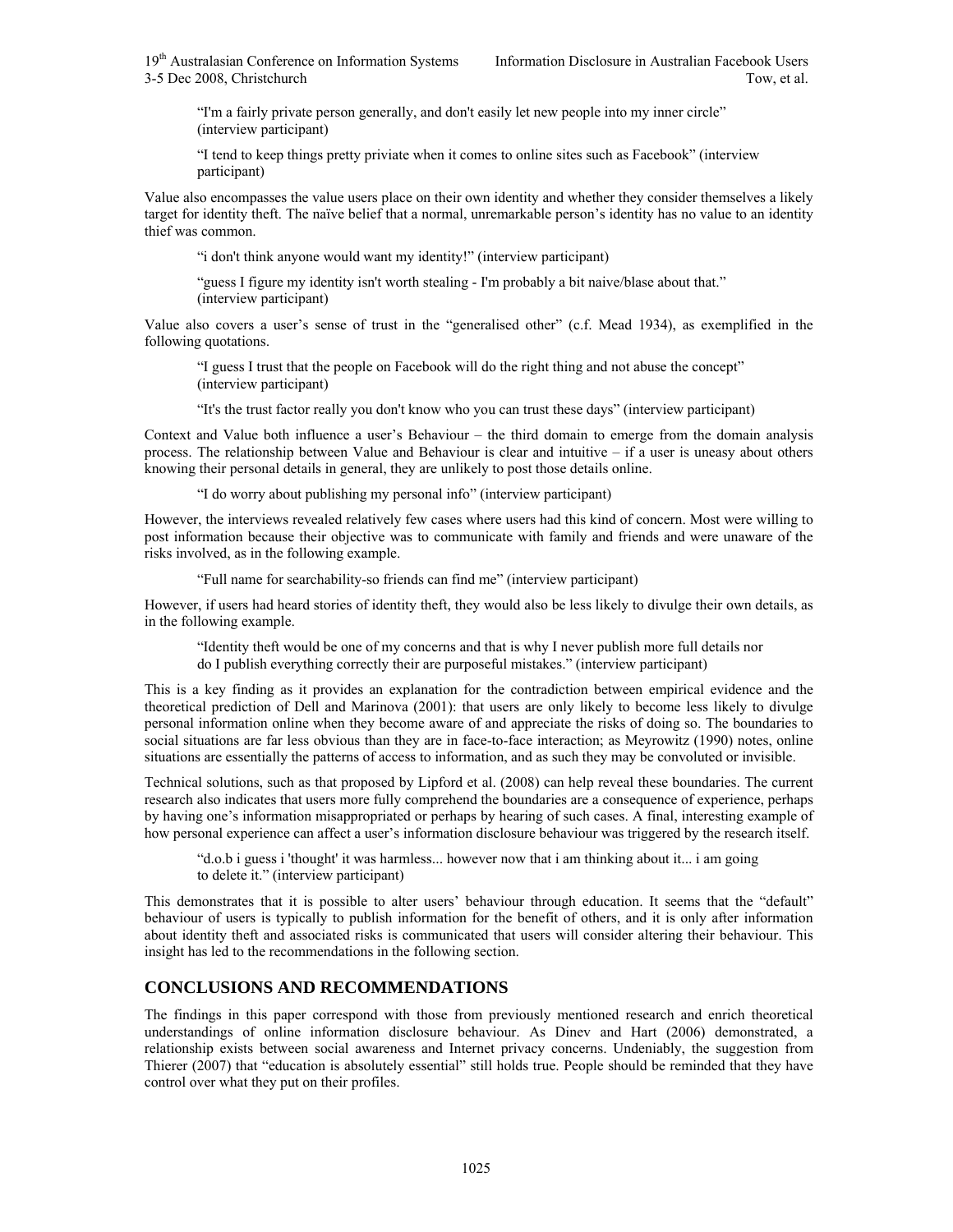> "I'm a fairly private person generally, and don't easily let new people into my inner circle" (interview participant)

> "I tend to keep things pretty priviate when it comes to online sites such as Facebook" (interview participant)

Value also encompasses the value users place on their own identity and whether they consider themselves a likely target for identity theft. The naïve belief that a normal, unremarkable person's identity has no value to an identity thief was common.

> "i don't think anyone would want my identity!" (interview participant)

> "guess I figure my identity isn't worth stealing - I'm probably a bit naive/blase about that." (interview participant)

Value also covers a user's sense of trust in the "generalised other" (c.f. Mead 1934), as exemplified in the following quotations.

> "I guess I trust that the people on Facebook will do the right thing and not abuse the concept" (interview participant)

> "It's the trust factor really you don't know who you can trust these days" (interview participant)

Context and Value both influence a user's Behaviour – the third domain to emerge from the domain analysis process. The relationship between Value and Behaviour is clear and intuitive – if a user is uneasy about others knowing their personal details in general, they are unlikely to post those details online.

> "I do worry about publishing my personal info" (interview participant)

However, the interviews revealed relatively few cases where users had this kind of concern. Most were willing to post information because their objective was to communicate with family and friends and were unaware of the risks involved, as in the following example.

> "Full name for searchability-so friends can find me" (interview participant)

However, if users had heard stories of identity theft, they would also be less likely to divulge their own details, as in the following example.

> "Identity theft would be one of my concerns and that is why I never publish more full details nor do I publish everything correctly their are purposeful mistakes." (interview participant)

This is a key finding as it provides an explanation for the contradiction between empirical evidence and the theoretical prediction of Dell and Marinova (2001): that users are only likely to become less likely to divulge personal information online when they become aware of and appreciate the risks of doing so. The boundaries to social situations are far less obvious than they are in face-to-face interaction; as Meyrowitz (1990) notes, online situations are essentially the patterns of access to information, and as such they may be convoluted or invisible.

Technical solutions, such as that proposed by Lipford et al. (2008) can help reveal these boundaries. The current research also indicates that users more fully comprehend the boundaries are a consequence of experience, perhaps by having one's information misappropriated or perhaps by hearing of such cases. A final, interesting example of how personal experience can affect a user's information disclosure behaviour was triggered by the research itself.

> "d.o.b i guess i 'thought' it was harmless... however now that i am thinking about it... i am going to delete it." (interview participant)

This demonstrates that it is possible to alter users' behaviour through education. It seems that the "default" behaviour of users is typically to publish information for the benefit of others, and it is only after information about identity theft and associated risks is communicated that users will consider altering their behaviour. This insight has led to the recommendations in the following section.

## CONCLUSIONS AND RECOMMENDATIONS

The findings in this paper correspond with those from previously mentioned research and enrich theoretical understandings of online information disclosure behaviour. As Dinev and Hart (2006) demonstrated, a relationship exists between social awareness and Internet privacy concerns. Undeniably, the suggestion from Thierer (2007) that "education is absolutely essential" still holds true. People should be reminded that they have control over what they put on their profiles.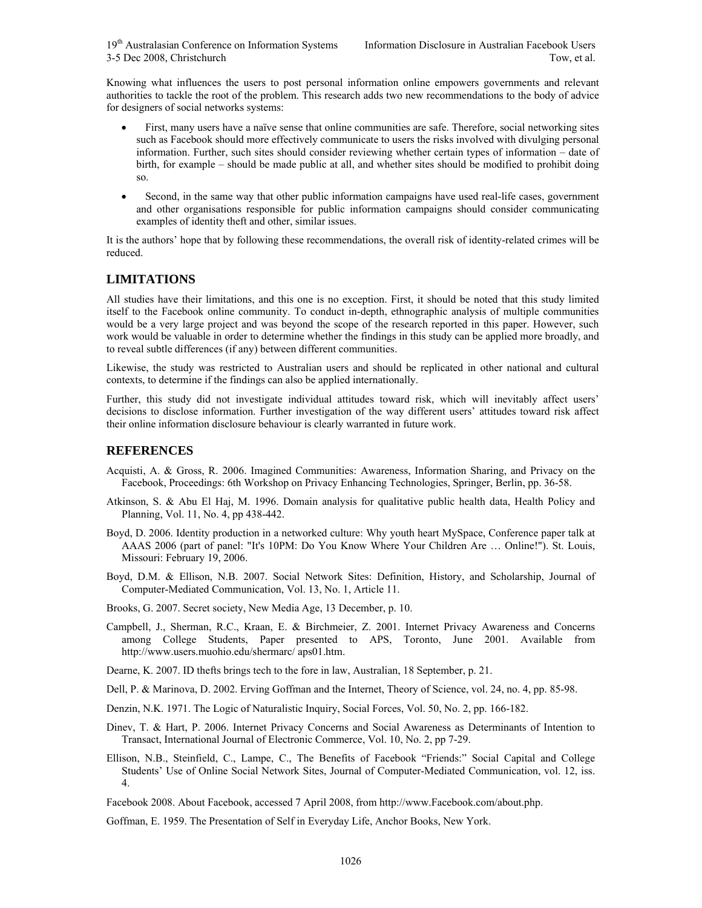Knowing what influences the users to post personal information online empowers governments and relevant authorities to tackle the root of the problem. This research adds two new recommendations to the body of advice for designers of social networks systems:

- First, many users have a naïve sense that online communities are safe. Therefore, social networking sites such as Facebook should more effectively communicate to users the risks involved with divulging personal information. Further, such sites should consider reviewing whether certain types of information – date of birth, for example – should be made public at all, and whether sites should be modified to prohibit doing so.
- Second, in the same way that other public information campaigns have used real-life cases, government and other organisations responsible for public information campaigns should consider communicating examples of identity theft and other, similar issues.

It is the authors' hope that by following these recommendations, the overall risk of identity-related crimes will be reduced.

## LIMITATIONS

All studies have their limitations, and this one is no exception. First, it should be noted that this study limited itself to the Facebook online community. To conduct in-depth, ethnographic analysis of multiple communities would be a very large project and was beyond the scope of the research reported in this paper. However, such work would be valuable in order to determine whether the findings in this study can be applied more broadly, and to reveal subtle differences (if any) between different communities.

Likewise, the study was restricted to Australian users and should be replicated in other national and cultural contexts, to determine if the findings can also be applied internationally.

Further, this study did not investigate individual attitudes toward risk, which will inevitably affect users' decisions to disclose information. Further investigation of the way different users' attitudes toward risk affect their online information disclosure behaviour is clearly warranted in future work.

## REFERENCES

Acquisti, A. & Gross, R. 2006. Imagined Communities: Awareness, Information Sharing, and Privacy on the Facebook, Proceedings: 6th Workshop on Privacy Enhancing Technologies, Springer, Berlin, pp. 36-58.

Atkinson, S. & Abu El Haj, M. 1996. Domain analysis for qualitative public health data, Health Policy and Planning, Vol. 11, No. 4, pp 438-442.

Boyd, D. 2006. Identity production in a networked culture: Why youth heart MySpace, Conference paper talk at AAAS 2006 (part of panel: "It's 10PM: Do You Know Where Your Children Are … Online!"). St. Louis, Missouri: February 19, 2006.

Boyd, D.M. & Ellison, N.B. 2007. Social Network Sites: Definition, History, and Scholarship, Journal of Computer-Mediated Communication, Vol. 13, No. 1, Article 11.

Brooks, G. 2007. Secret society, New Media Age, 13 December, p. 10.

Campbell, J., Sherman, R.C., Kraan, E. & Birchmeier, Z. 2001. Internet Privacy Awareness and Concerns among College Students, Paper presented to APS, Toronto, June 2001. Available from http://www.users.muohio.edu/shermarc/ aps01.htm.

Dearne, K. 2007. ID thefts brings tech to the fore in law, Australian, 18 September, p. 21.

Dell, P. & Marinova, D. 2002. Erving Goffman and the Internet, Theory of Science, vol. 24, no. 4, pp. 85-98.

Denzin, N.K. 1971. The Logic of Naturalistic Inquiry, Social Forces, Vol. 50, No. 2, pp. 166-182.

Dinev, T. & Hart, P. 2006. Internet Privacy Concerns and Social Awareness as Determinants of Intention to Transact, International Journal of Electronic Commerce, Vol. 10, No. 2, pp 7-29.

Ellison, N.B., Steinfield, C., Lampe, C., The Benefits of Facebook "Friends:" Social Capital and College Students' Use of Online Social Network Sites, Journal of Computer-Mediated Communication, vol. 12, iss. 4.

Facebook 2008. About Facebook, accessed 7 April 2008, from http://www.Facebook.com/about.php.

Goffman, E. 1959. The Presentation of Self in Everyday Life, Anchor Books, New York.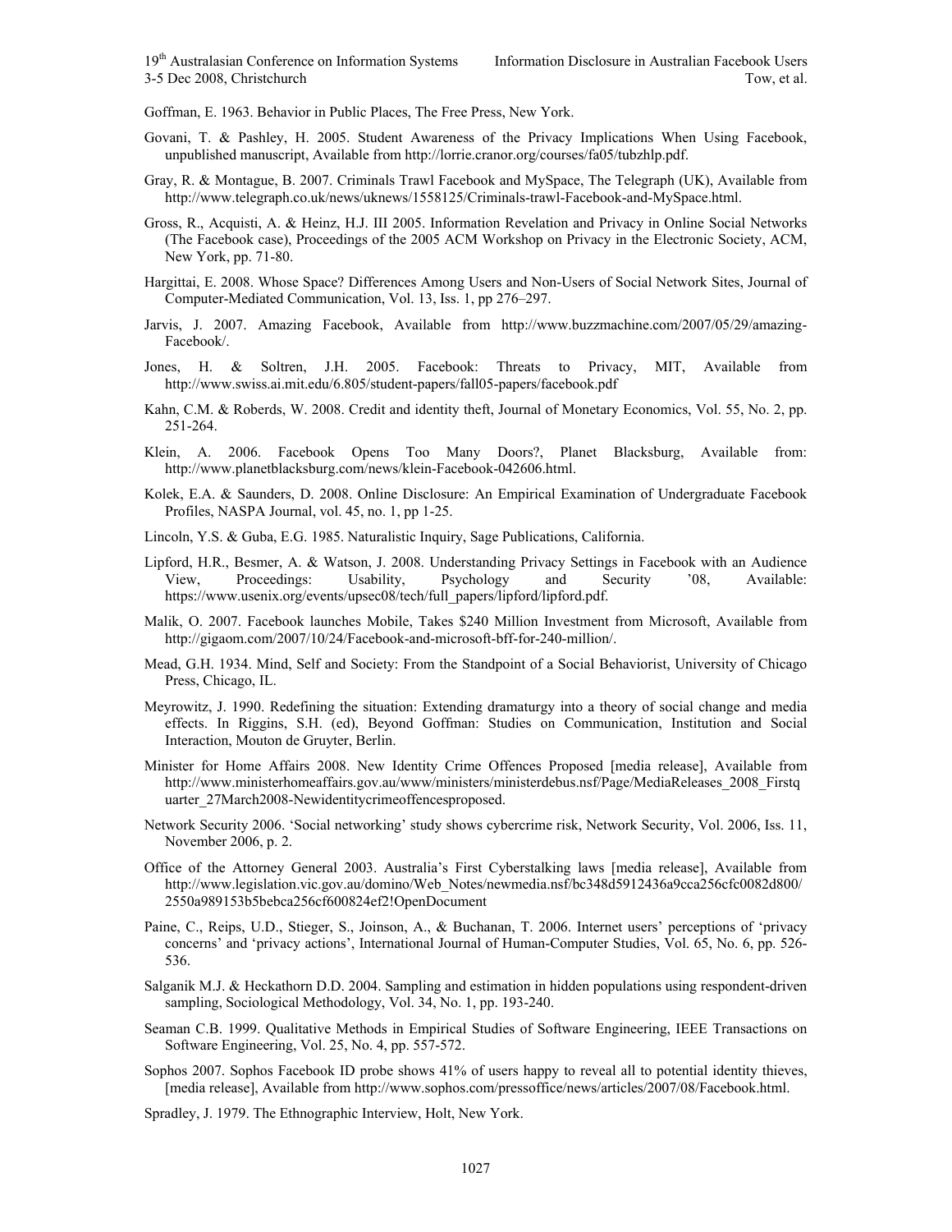Goffman, E. 1963. Behavior in Public Places, The Free Press, New York.

Govani, T. & Pashley, H. 2005. Student Awareness of the Privacy Implications When Using Facebook, unpublished manuscript, Available from http://lorrie.cranor.org/courses/fa05/tubzhlp.pdf.

Gray, R. & Montague, B. 2007. Criminals Trawl Facebook and MySpace, The Telegraph (UK), Available from http://www.telegraph.co.uk/news/uknews/1558125/Criminals-trawl-Facebook-and-MySpace.html.

Gross, R., Acquisti, A. & Heinz, H.J. III 2005. Information Revelation and Privacy in Online Social Networks (The Facebook case), Proceedings of the 2005 ACM Workshop on Privacy in the Electronic Society, ACM, New York, pp. 71-80.

Hargittai, E. 2008. Whose Space? Differences Among Users and Non-Users of Social Network Sites, Journal of Computer-Mediated Communication, Vol. 13, Iss. 1, pp 276–297.

Jarvis, J. 2007. Amazing Facebook, Available from http://www.buzzmachine.com/2007/05/29/amazing-Facebook/.

Jones, H. & Soltren, J.H. 2005. Facebook: Threats to Privacy, MIT, Available from http://www.swiss.ai.mit.edu/6.805/student-papers/fall05-papers/facebook.pdf

Kahn, C.M. & Roberds, W. 2008. Credit and identity theft, Journal of Monetary Economics, Vol. 55, No. 2, pp. 251-264.

Klein, A. 2006. Facebook Opens Too Many Doors?, Planet Blacksburg, Available from: http://www.planetblacksburg.com/news/klein-Facebook-042606.html.

Kolek, E.A. & Saunders, D. 2008. Online Disclosure: An Empirical Examination of Undergraduate Facebook Profiles, NASPA Journal, vol. 45, no. 1, pp 1-25.

Lincoln, Y.S. & Guba, E.G. 1985. Naturalistic Inquiry, Sage Publications, California.

Lipford, H.R., Besmer, A. & Watson, J. 2008. Understanding Privacy Settings in Facebook with an Audience View, Proceedings: Usability, Psychology and Security '08, Available: https://www.usenix.org/events/upsec08/tech/full_papers/lipford/lipford.pdf.

Malik, O. 2007. Facebook launches Mobile, Takes $240 Million Investment from Microsoft, Available from http://gigaom.com/2007/10/24/Facebook-and-microsoft-bff-for-240-million/.

Mead, G.H. 1934. Mind, Self and Society: From the Standpoint of a Social Behaviorist, University of Chicago Press, Chicago, IL.

Meyrowitz, J. 1990. Redefining the situation: Extending dramaturgy into a theory of social change and media effects. In Riggins, S.H. (ed), Beyond Goffman: Studies on Communication, Institution and Social Interaction, Mouton de Gruyter, Berlin.

Minister for Home Affairs 2008. New Identity Crime Offences Proposed [media release], Available from http://www.ministerhomeaffairs.gov.au/www/ministers/ministerdebus.nsf/Page/MediaReleases_2008_Firstquarter_27March2008-Newidentitycrimeoffencesproposed.

Network Security 2006. 'Social networking' study shows cybercrime risk, Network Security, Vol. 2006, Iss. 11, November 2006, p. 2.

Office of the Attorney General 2003. Australia's First Cyberstalking laws [media release], Available from http://www.legislation.vic.gov.au/domino/Web_Notes/newmedia.nsf/bc348d5912436a9cca256cfc0082d800/2550a989153b5bebca256cf600824ef2!OpenDocument

Paine, C., Reips, U.D., Stieger, S., Joinson, A., & Buchanan, T. 2006. Internet users' perceptions of 'privacy concerns' and 'privacy actions', International Journal of Human-Computer Studies, Vol. 65, No. 6, pp. 526-536.

Salganik M.J. & Heckathorn D.D. 2004. Sampling and estimation in hidden populations using respondent-driven sampling, Sociological Methodology, Vol. 34, No. 1, pp. 193-240.

Seaman C.B. 1999. Qualitative Methods in Empirical Studies of Software Engineering, IEEE Transactions on Software Engineering, Vol. 25, No. 4, pp. 557-572.

Sophos 2007. Sophos Facebook ID probe shows 41% of users happy to reveal all to potential identity thieves, [media release], Available from http://www.sophos.com/pressoffice/news/articles/2007/08/Facebook.html.

Spradley, J. 1979. The Ethnographic Interview, Holt, New York.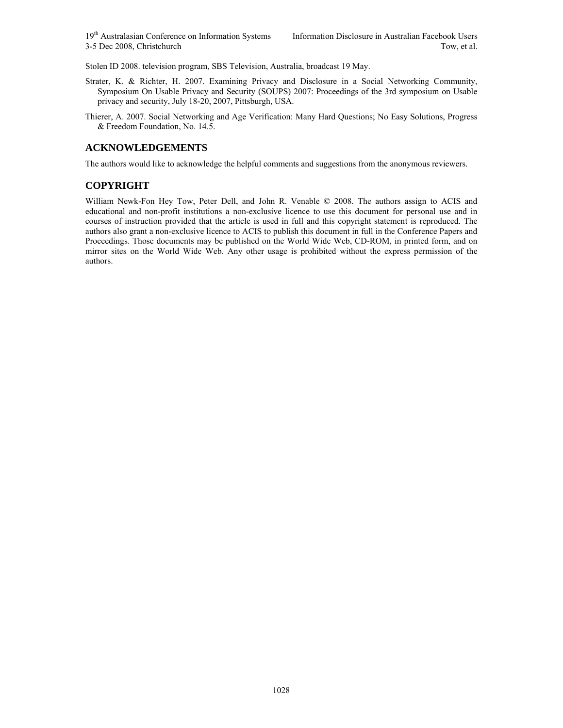Stolen ID 2008. television program, SBS Television, Australia, broadcast 19 May.

Strater, K. & Richter, H. 2007. Examining Privacy and Disclosure in a Social Networking Community, Symposium On Usable Privacy and Security (SOUPS) 2007: Proceedings of the 3rd symposium on Usable privacy and security, July 18-20, 2007, Pittsburgh, USA.

Thierer, A. 2007. Social Networking and Age Verification: Many Hard Questions; No Easy Solutions, Progress & Freedom Foundation, No. 14.5.

## ACKNOWLEDGEMENTS

The authors would like to acknowledge the helpful comments and suggestions from the anonymous reviewers.

## COPYRIGHT

William Newk-Fon Hey Tow, Peter Dell, and John R. Venable © 2008. The authors assign to ACIS and educational and non-profit institutions a non-exclusive licence to use this document for personal use and in courses of instruction provided that the article is used in full and this copyright statement is reproduced. The authors also grant a non-exclusive licence to ACIS to publish this document in full in the Conference Papers and Proceedings. Those documents may be published on the World Wide Web, CD-ROM, in printed form, and on mirror sites on the World Wide Web. Any other usage is prohibited without the express permission of the authors.